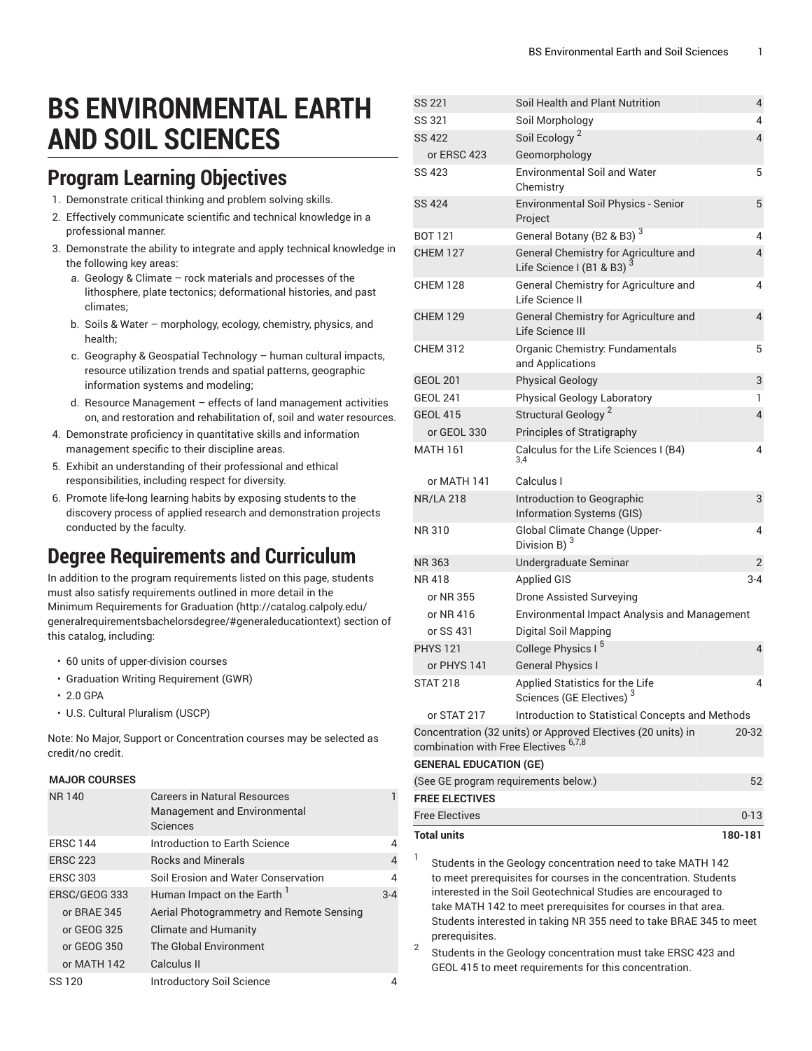# BS ENVIRONMENTAL EARTH AND SOIL SCIENCES

## Program Learning Objectives

1. Demonstrate critical thinking and problem solving skills.
2. Effectively communicate scientific and technical knowledge in a professional manner.
3. Demonstrate the ability to integrate and apply technical knowledge in the following key areas:
   a. Geology & Climate – rock materials and processes of the lithosphere, plate tectonics; deformational histories, and past climates;
   b. Soils & Water – morphology, ecology, chemistry, physics, and health;
   c. Geography & Geospatial Technology – human cultural impacts, resource utilization trends and spatial patterns, geographic information systems and modeling;
   d. Resource Management – effects of land management activities on, and restoration and rehabilitation of, soil and water resources.
4. Demonstrate proficiency in quantitative skills and information management specific to their discipline areas.
5. Exhibit an understanding of their professional and ethical responsibilities, including respect for diversity.
6. Promote life-long learning habits by exposing students to the discovery process of applied research and demonstration projects conducted by the faculty.

## Degree Requirements and Curriculum

In addition to the program requirements listed on this page, students must also satisfy requirements outlined in more detail in the Minimum Requirements for Graduation (http://catalog.calpoly.edu/generalrequirementsbachelorsdegree/#generaleducationtext) section of this catalog, including:

- 60 units of upper-division courses
- Graduation Writing Requirement (GWR)
- 2.0 GPA
- U.S. Cultural Pluralism (USCP)

Note: No Major, Support or Concentration courses may be selected as credit/no credit.

| | | |
|---|---|---|
| **MAJOR COURSES** | | |
| NR 140 | Careers in Natural Resources Management and Environmental Sciences | 1 |
| ERSC 144 | Introduction to Earth Science | 4 |
| ERSC 223 | Rocks and Minerals | 4 |
| ERSC 303 | Soil Erosion and Water Conservation | 4 |
| ERSC/GEOG 333 | Human Impact on the Earth [1] | 3-4 |
| or BRAE 345 | Aerial Photogrammetry and Remote Sensing | |
| or GEOG 325 | Climate and Humanity | |
| or GEOG 350 | The Global Environment | |
| or MATH 142 | Calculus II | |
| SS 120 | Introductory Soil Science | 4 |
| SS 221 | Soil Health and Plant Nutrition | 4 |
| SS 321 | Soil Morphology | 4 |
| SS 422 | Soil Ecology [2] | 4 |
| or ERSC 423 | Geomorphology | |
| SS 423 | Environmental Soil and Water Chemistry | 5 |
| SS 424 | Environmental Soil Physics - Senior Project | 5 |
| BOT 121 | General Botany (B2 & B3) [3] | 4 |
| CHEM 127 | General Chemistry for Agriculture and Life Science I (B1 & B3) [3] | 4 |
| CHEM 128 | General Chemistry for Agriculture and Life Science II | 4 |
| CHEM 129 | General Chemistry for Agriculture and Life Science III | 4 |
| CHEM 312 | Organic Chemistry: Fundamentals and Applications | 5 |
| GEOL 201 | Physical Geology | 3 |
| GEOL 241 | Physical Geology Laboratory | 1 |
| GEOL 415 | Structural Geology [2] | 4 |
| or GEOL 330 | Principles of Stratigraphy | |
| MATH 161 | Calculus for the Life Sciences I (B4) [3,4] | 4 |
| or MATH 141 | Calculus I | |
| NR/LA 218 | Introduction to Geographic Information Systems (GIS) | 3 |
| NR 310 | Global Climate Change (Upper-Division B) [3] | 4 |
| NR 363 | Undergraduate Seminar | 2 |
| NR 418 | Applied GIS | 3-4 |
| or NR 355 | Drone Assisted Surveying | |
| or NR 416 | Environmental Impact Analysis and Management | |
| or SS 431 | Digital Soil Mapping | |
| PHYS 121 | College Physics I [5] | 4 |
| or PHYS 141 | General Physics I | |
| STAT 218 | Applied Statistics for the Life Sciences (GE Electives) [3] | 4 |
| or STAT 217 | Introduction to Statistical Concepts and Methods | |
| Concentration (32 units) or Approved Electives (20 units) in combination with Free Electives [6,7,8] | | 20-32 |
| **GENERAL EDUCATION (GE)** | | |
| (See GE program requirements below.) | | 52 |
| **FREE ELECTIVES** | | |
| Free Electives | | 0-13 |
| **Total units** | | **180-181** |

1. Students in the Geology concentration need to take MATH 142 to meet prerequisites for courses in the concentration. Students interested in the Soil Geotechnical Studies are encouraged to take MATH 142 to meet prerequisites for courses in that area. Students interested in taking NR 355 need to take BRAE 345 to meet prerequisites.
2. Students in the Geology concentration must take ERSC 423 and GEOL 415 to meet requirements for this concentration.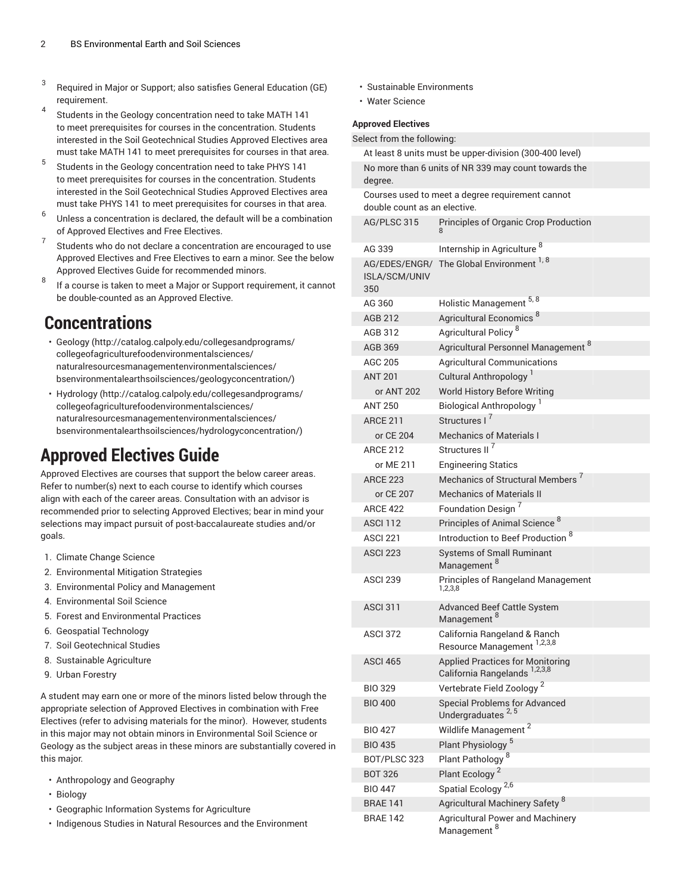3. Required in Major or Support; also satisfies General Education (GE) requirement.
4. Students in the Geology concentration need to take MATH 141 to meet prerequisites for courses in the concentration. Students interested in the Soil Geotechnical Studies Approved Electives area must take MATH 141 to meet prerequisites for courses in that area.
5. Students in the Geology concentration need to take PHYS 141 to meet prerequisites for courses in the concentration. Students interested in the Soil Geotechnical Studies Approved Electives area must take PHYS 141 to meet prerequisites for courses in that area.
6. Unless a concentration is declared, the default will be a combination of Approved Electives and Free Electives.
7. Students who do not declare a concentration are encouraged to use Approved Electives and Free Electives to earn a minor. See the below Approved Electives Guide for recommended minors.
8. If a course is taken to meet a Major or Support requirement, it cannot be double-counted as an Approved Elective.

# Concentrations

- Geology (http://catalog.calpoly.edu/collegesandprograms/collegeofagriculturefoodenvironmentalsciences/naturalresourcesmanagementenvironmentalsciences/bsenvironmentalearthsoilsciences/geologyconcentration/)
- Hydrology (http://catalog.calpoly.edu/collegesandprograms/collegeofagriculturefoodenvironmentalsciences/naturalresourcesmanagementenvironmentalsciences/bsenvironmentalearthsoilsciences/hydrologyconcentration/)

# Approved Electives Guide

Approved Electives are courses that support the below career areas. Refer to number(s) next to each course to identify which courses align with each of the career areas. Consultation with an advisor is recommended prior to selecting Approved Electives; bear in mind your selections may impact pursuit of post-baccalaureate studies and/or goals.

1. Climate Change Science
2. Environmental Mitigation Strategies
3. Environmental Policy and Management
4. Environmental Soil Science
5. Forest and Environmental Practices
6. Geospatial Technology
7. Soil Geotechnical Studies
8. Sustainable Agriculture
9. Urban Forestry

A student may earn one or more of the minors listed below through the appropriate selection of Approved Electives in combination with Free Electives (refer to advising materials for the minor). However, students in this major may not obtain minors in Environmental Soil Science or Geology as the subject areas in these minors are substantially covered in this major.

- Anthropology and Geography
- Biology
- Geographic Information Systems for Agriculture
- Indigenous Studies in Natural Resources and the Environment
- Sustainable Environments
- Water Science

**Approved Electives**

| Course | Title |
|---|---|
| Select from the following: | |
| At least 8 units must be upper-division (300-400 level) | |
| No more than 6 units of NR 339 may count towards the degree. | |
| Courses used to meet a degree requirement cannot double count as an elective. | |
| AG/PLSC 315 | Principles of Organic Crop Production [8] |
| AG 339 | Internship in Agriculture [8] |
| AG/EDES/ENGR/ISLA/SCM/UNIV 350 | The Global Environment [1, 8] |
| AG 360 | Holistic Management [5, 8] |
| AGB 212 | Agricultural Economics [8] |
| AGB 312 | Agricultural Policy [8] |
| AGB 369 | Agricultural Personnel Management [8] |
| AGC 205 | Agricultural Communications |
| ANT 201 | Cultural Anthropology [1] |
| or ANT 202 | World History Before Writing |
| ANT 250 | Biological Anthropology [1] |
| ARCE 211 | Structures I [7] |
| or CE 204 | Mechanics of Materials I |
| ARCE 212 | Structures II [7] |
| or ME 211 | Engineering Statics |
| ARCE 223 | Mechanics of Structural Members [7] |
| or CE 207 | Mechanics of Materials II |
| ARCE 422 | Foundation Design [7] |
| ASCI 112 | Principles of Animal Science [8] |
| ASCI 221 | Introduction to Beef Production [8] |
| ASCI 223 | Systems of Small Ruminant Management [8] |
| ASCI 239 | Principles of Rangeland Management [1,2,3,8] |
| ASCI 311 | Advanced Beef Cattle System Management [8] |
| ASCI 372 | California Rangeland & Ranch Resource Management [1,2,3,8] |
| ASCI 465 | Applied Practices for Monitoring California Rangelands [1,2,3,8] |
| BIO 329 | Vertebrate Field Zoology [2] |
| BIO 400 | Special Problems for Advanced Undergraduates [2, 5] |
| BIO 427 | Wildlife Management [2] |
| BIO 435 | Plant Physiology [5] |
| BOT/PLSC 323 | Plant Pathology [8] |
| BOT 326 | Plant Ecology [2] |
| BIO 447 | Spatial Ecology [2,6] |
| BRAE 141 | Agricultural Machinery Safety [8] |
| BRAE 142 | Agricultural Power and Machinery Management [8] |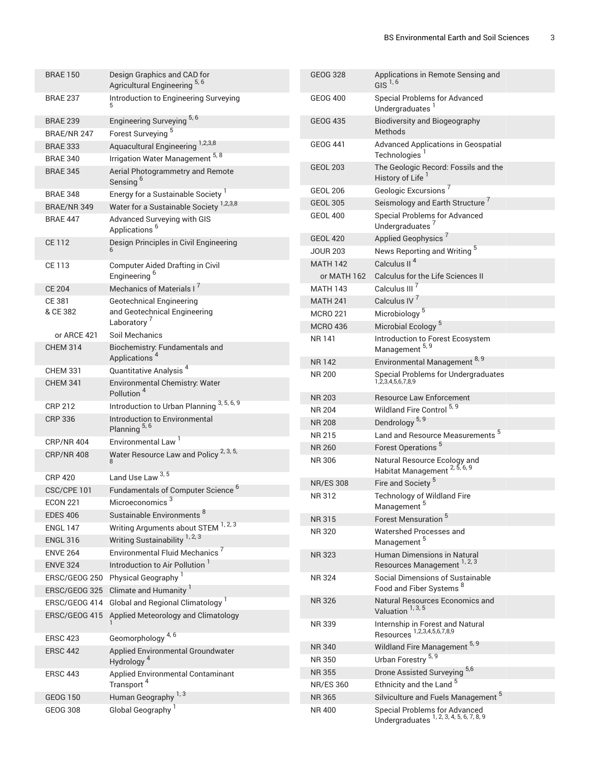| | |
|---|---|
| BRAE 150 | Design Graphics and CAD for Agricultural Engineering [5, 6] |
| BRAE 237 | Introduction to Engineering Surveying [5] |
| BRAE 239 | Engineering Surveying [5, 6] |
| BRAE/NR 247 | Forest Surveying [5] |
| BRAE 333 | Aquacultural Engineering [1,2,3,8] |
| BRAE 340 | Irrigation Water Management [5, 8] |
| BRAE 345 | Aerial Photogrammetry and Remote Sensing [6] |
| BRAE 348 | Energy for a Sustainable Society [1] |
| BRAE/NR 349 | Water for a Sustainable Society [1,2,3,8] |
| BRAE 447 | Advanced Surveying with GIS Applications [6] |
| CE 112 | Design Principles in Civil Engineering [6] |
| CE 113 | Computer Aided Drafting in Civil Engineering [6] |
| CE 204 | Mechanics of Materials I [7] |
| CE 381 & CE 382 | Geotechnical Engineering and Geotechnical Engineering Laboratory [7] |
| or ARCE 421 | Soil Mechanics |
| CHEM 314 | Biochemistry: Fundamentals and Applications [4] |
| CHEM 331 | Quantitative Analysis [4] |
| CHEM 341 | Environmental Chemistry: Water Pollution [4] |
| CRP 212 | Introduction to Urban Planning [3, 5, 6, 9] |
| CRP 336 | Introduction to Environmental Planning [5, 6] |
| CRP/NR 404 | Environmental Law [1] |
| CRP/NR 408 | Water Resource Law and Policy [2, 3, 5, 8] |
| CRP 420 | Land Use Law [3, 5] |
| CSC/CPE 101 | Fundamentals of Computer Science [6] |
| ECON 221 | Microeconomics [3] |
| EDES 406 | Sustainable Environments [8] |
| ENGL 147 | Writing Arguments about STEM [1, 2, 3] |
| ENGL 316 | Writing Sustainability [1, 2, 3] |
| ENVE 264 | Environmental Fluid Mechanics [7] |
| ENVE 324 | Introduction to Air Pollution [1] |
| ERSC/GEOG 250 | Physical Geography [1] |
| ERSC/GEOG 325 | Climate and Humanity [1] |
| ERSC/GEOG 414 | Global and Regional Climatology [1] |
| ERSC/GEOG 415 | Applied Meteorology and Climatology [1] |
| ERSC 423 | Geomorphology [4, 6] |
| ERSC 442 | Applied Environmental Groundwater Hydrology [4] |
| ERSC 443 | Applied Environmental Contaminant Transport [4] |
| GEOG 150 | Human Geography [1, 3] |
| GEOG 308 | Global Geography [1] |
| GEOG 328 | Applications in Remote Sensing and GIS [1, 6] |
| GEOG 400 | Special Problems for Advanced Undergraduates [1] |
| GEOG 435 | Biodiversity and Biogeography Methods |
| GEOG 441 | Advanced Applications in Geospatial Technologies [1] |
| GEOL 203 | The Geologic Record: Fossils and the History of Life [1] |
| GEOL 206 | Geologic Excursions [7] |
| GEOL 305 | Seismology and Earth Structure [7] |
| GEOL 400 | Special Problems for Advanced Undergraduates [7] |
| GEOL 420 | Applied Geophysics [7] |
| JOUR 203 | News Reporting and Writing [5] |
| MATH 142 | Calculus II [4] |
| or MATH 162 | Calculus for the Life Sciences II |
| MATH 143 | Calculus III [7] |
| MATH 241 | Calculus IV [7] |
| MCRO 221 | Microbiology [5] |
| MCRO 436 | Microbial Ecology [5] |
| NR 141 | Introduction to Forest Ecosystem Management [5, 9] |
| NR 142 | Environmental Management [8, 9] |
| NR 200 | Special Problems for Undergraduates [1,2,3,4,5,6,7,8,9] |
| NR 203 | Resource Law Enforcement |
| NR 204 | Wildland Fire Control [5, 9] |
| NR 208 | Dendrology [5, 9] |
| NR 215 | Land and Resource Measurements [5] |
| NR 260 | Forest Operations [5] |
| NR 306 | Natural Resource Ecology and Habitat Management [2, 5, 6, 9] |
| NR/ES 308 | Fire and Society [5] |
| NR 312 | Technology of Wildland Fire Management [5] |
| NR 315 | Forest Mensuration [5] |
| NR 320 | Watershed Processes and Management [5] |
| NR 323 | Human Dimensions in Natural Resources Management [1, 2, 3] |
| NR 324 | Social Dimensions of Sustainable Food and Fiber Systems [8] |
| NR 326 | Natural Resources Economics and Valuation [1, 3, 5] |
| NR 339 | Internship in Forest and Natural Resources [1,2,3,4,5,6,7,8,9] |
| NR 340 | Wildland Fire Management [5, 9] |
| NR 350 | Urban Forestry [5, 9] |
| NR 355 | Drone Assisted Surveying [5,6] |
| NR/ES 360 | Ethnicity and the Land [5] |
| NR 365 | Silviculture and Fuels Management [5] |
| NR 400 | Special Problems for Advanced Undergraduates [1, 2, 3, 4, 5, 6, 7, 8, 9] |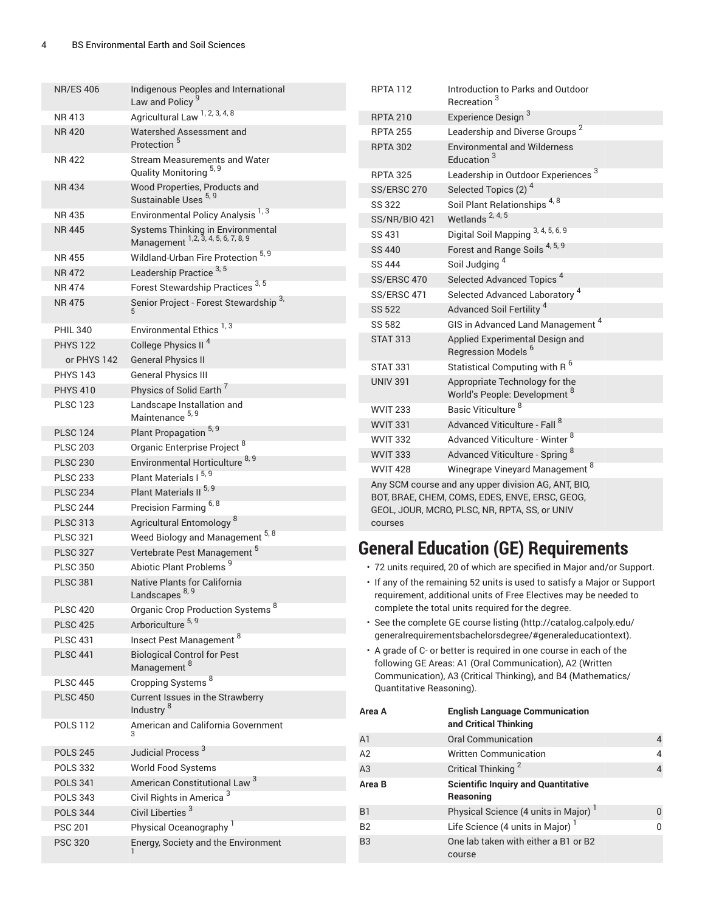| | |
|---|---|
| NR/ES 406 | Indigenous Peoples and International Law and Policy [9] |
| NR 413 | Agricultural Law [1, 2, 3, 4, 8] |
| NR 420 | Watershed Assessment and Protection [5] |
| NR 422 | Stream Measurements and Water Quality Monitoring [5, 9] |
| NR 434 | Wood Properties, Products and Sustainable Uses [5, 9] |
| NR 435 | Environmental Policy Analysis [1, 3] |
| NR 445 | Systems Thinking in Environmental Management [1,2, 3, 4, 5, 6, 7, 8, 9] |
| NR 455 | Wildland-Urban Fire Protection [5, 9] |
| NR 472 | Leadership Practice [3, 5] |
| NR 474 | Forest Stewardship Practices [3, 5] |
| NR 475 | Senior Project - Forest Stewardship [3, 5] |
| PHIL 340 | Environmental Ethics [1, 3] |
| PHYS 122 | College Physics II [4] |
| or PHYS 142 | General Physics II |
| PHYS 143 | General Physics III |
| PHYS 410 | Physics of Solid Earth [7] |
| PLSC 123 | Landscape Installation and Maintenance [5, 9] |
| PLSC 124 | Plant Propagation [5, 9] |
| PLSC 203 | Organic Enterprise Project [8] |
| PLSC 230 | Environmental Horticulture [8, 9] |
| PLSC 233 | Plant Materials I [5, 9] |
| PLSC 234 | Plant Materials II [5, 9] |
| PLSC 244 | Precision Farming [6, 8] |
| PLSC 313 | Agricultural Entomology [8] |
| PLSC 321 | Weed Biology and Management [5, 8] |
| PLSC 327 | Vertebrate Pest Management [5] |
| PLSC 350 | Abiotic Plant Problems [9] |
| PLSC 381 | Native Plants for California Landscapes [8, 9] |
| PLSC 420 | Organic Crop Production Systems [8] |
| PLSC 425 | Arboriculture [5, 9] |
| PLSC 431 | Insect Pest Management [8] |
| PLSC 441 | Biological Control for Pest Management [8] |
| PLSC 445 | Cropping Systems [8] |
| PLSC 450 | Current Issues in the Strawberry Industry [8] |
| POLS 112 | American and California Government [3] |
| POLS 245 | Judicial Process [3] |
| POLS 332 | World Food Systems |
| POLS 341 | American Constitutional Law [3] |
| POLS 343 | Civil Rights in America [3] |
| POLS 344 | Civil Liberties [3] |
| PSC 201 | Physical Oceanography [1] |
| PSC 320 | Energy, Society and the Environment [1] |
| RPTA 112 | Introduction to Parks and Outdoor Recreation [3] |
| RPTA 210 | Experience Design [3] |
| RPTA 255 | Leadership and Diverse Groups [2] |
| RPTA 302 | Environmental and Wilderness Education [3] |
| RPTA 325 | Leadership in Outdoor Experiences [3] |
| SS/ERSC 270 | Selected Topics (2) [4] |
| SS 322 | Soil Plant Relationships [4, 8] |
| SS/NR/BIO 421 | Wetlands [2, 4, 5] |
| SS 431 | Digital Soil Mapping [3, 4, 5, 6, 9] |
| SS 440 | Forest and Range Soils [4, 5, 9] |
| SS 444 | Soil Judging [4] |
| SS/ERSC 470 | Selected Advanced Topics [4] |
| SS/ERSC 471 | Selected Advanced Laboratory [4] |
| SS 522 | Advanced Soil Fertility [4] |
| SS 582 | GIS in Advanced Land Management [4] |
| STAT 313 | Applied Experimental Design and Regression Models [6] |
| STAT 331 | Statistical Computing with R [6] |
| UNIV 391 | Appropriate Technology for the World's People: Development [8] |
| WVIT 233 | Basic Viticulture [8] |
| WVIT 331 | Advanced Viticulture - Fall [8] |
| WVIT 332 | Advanced Viticulture - Winter [8] |
| WVIT 333 | Advanced Viticulture - Spring [8] |
| WVIT 428 | Winegrape Vineyard Management [8] |
| Any SCM course and any upper division AG, ANT, BIO, BOT, BRAE, CHEM, COMS, EDES, ENVE, ERSC, GEOG, GEOL, JOUR, MCRO, PLSC, NR, RPTA, SS, or UNIV courses | |

# General Education (GE) Requirements

- 72 units required, 20 of which are specified in Major and/or Support.
- If any of the remaining 52 units is used to satisfy a Major or Support requirement, additional units of Free Electives may be needed to complete the total units required for the degree.
- See the complete GE course listing (http://catalog.calpoly.edu/generalrequirementsbachelorsdegree/#generaleducationtext).
- A grade of C- or better is required in one course in each of the following GE Areas: A1 (Oral Communication), A2 (Written Communication), A3 (Critical Thinking), and B4 (Mathematics/Quantitative Reasoning).

| | | |
|---|---|---|
| **Area A** | **English Language Communication and Critical Thinking** | |
| A1 | Oral Communication | 4 |
| A2 | Written Communication | 4 |
| A3 | Critical Thinking [2] | 4 |
| **Area B** | **Scientific Inquiry and Quantitative Reasoning** | |
| B1 | Physical Science (4 units in Major) [1] | 0 |
| B2 | Life Science (4 units in Major) [1] | 0 |
| B3 | One lab taken with either a B1 or B2 course | |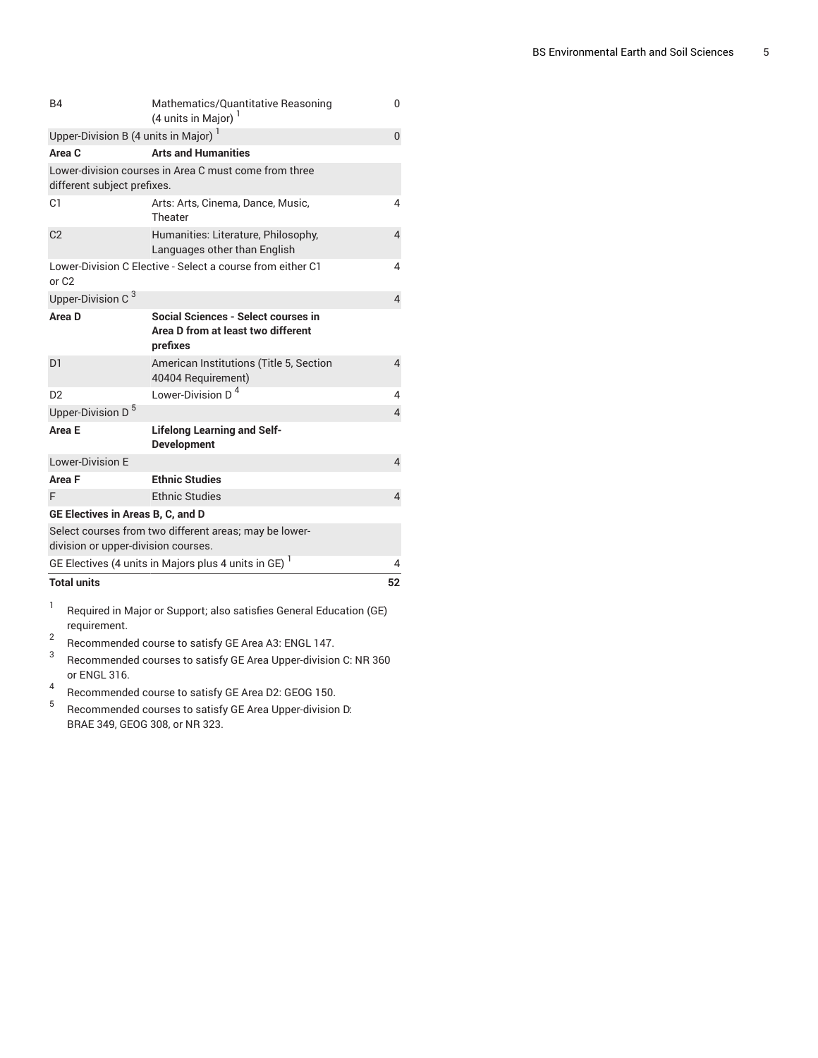| | | |
|---|---|---|
| B4 | Mathematics/Quantitative Reasoning (4 units in Major) [1] | 0 |
| Upper-Division B (4 units in Major) [1] | | 0 |
| **Area C** | **Arts and Humanities** | |
| Lower-division courses in Area C must come from three different subject prefixes. | | |
| C1 | Arts: Arts, Cinema, Dance, Music, Theater | 4 |
| C2 | Humanities: Literature, Philosophy, Languages other than English | 4 |
| Lower-Division C Elective - Select a course from either C1 or C2 | | 4 |
| Upper-Division C [3] | | 4 |
| **Area D** | **Social Sciences - Select courses in Area D from at least two different prefixes** | |
| D1 | American Institutions (Title 5, Section 40404 Requirement) | 4 |
| D2 | Lower-Division D [4] | 4 |
| Upper-Division D [5] | | 4 |
| **Area E** | **Lifelong Learning and Self-Development** | |
| Lower-Division E | | 4 |
| **Area F** | **Ethnic Studies** | |
| F | Ethnic Studies | 4 |
| **GE Electives in Areas B, C, and D** | | |
| Select courses from two different areas; may be lower-division or upper-division courses. | | |
| GE Electives (4 units in Majors plus 4 units in GE) [1] | | 4 |
| **Total units** | | **52** |

1. Required in Major or Support; also satisfies General Education (GE) requirement.
2. Recommended course to satisfy GE Area A3: ENGL 147.
3. Recommended courses to satisfy GE Area Upper-division C: NR 360 or ENGL 316.
4. Recommended course to satisfy GE Area D2: GEOG 150.
5. Recommended courses to satisfy GE Area Upper-division D: BRAE 349, GEOG 308, or NR 323.